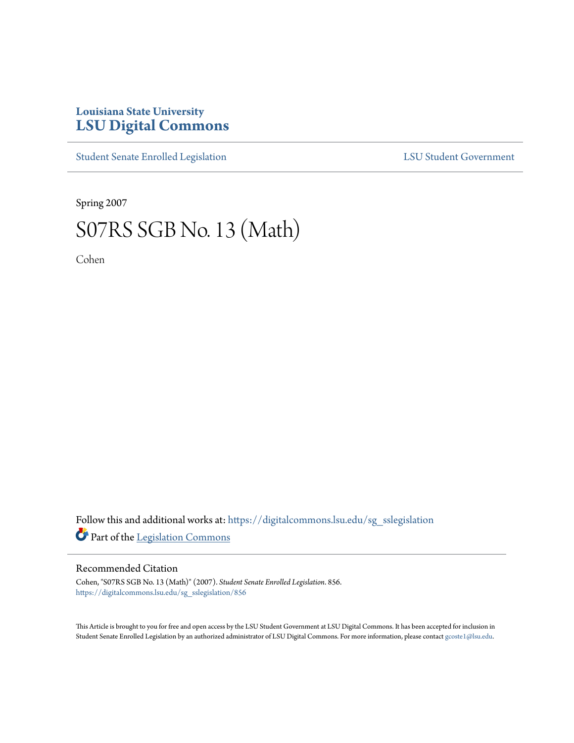Louisiana State University
# LSU Digital Commons

Student Senate Enrolled Legislation | LSU Student Government

Spring 2007

# S07RS SGB No. 13 (Math)

Cohen

Follow this and additional works at: https://digitalcommons.lsu.edu/sg_sslegislation

Part of the Legislation Commons

## Recommended Citation

Cohen, "S07RS SGB No. 13 (Math)" (2007). *Student Senate Enrolled Legislation*. 856.
https://digitalcommons.lsu.edu/sg_sslegislation/856

This Article is brought to you for free and open access by the LSU Student Government at LSU Digital Commons. It has been accepted for inclusion in Student Senate Enrolled Legislation by an authorized administrator of LSU Digital Commons. For more information, please contact gcoste1@lsu.edu.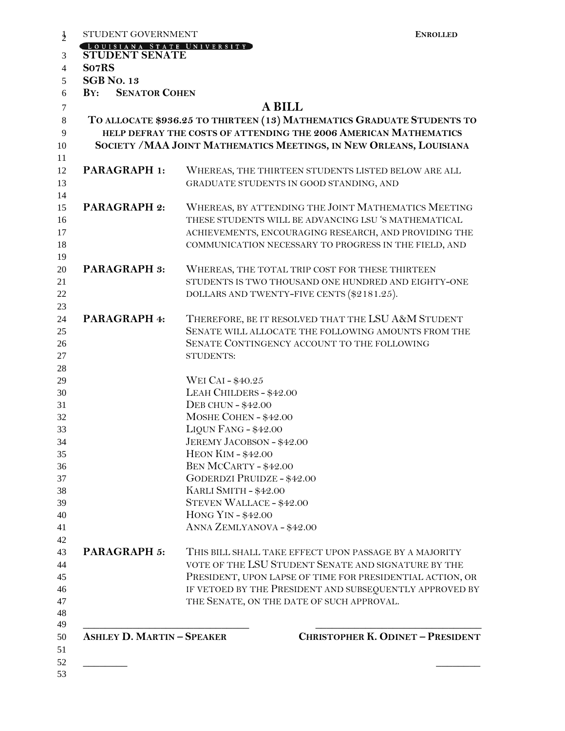STUDENT GOVERNMENT **ENROLLED**

LOUISIANA STATE UNIVERSITY

**STUDENT SENATE**

**S07RS**

**SGB NO. 13**

**BY: SENATOR COHEN**

# A BILL

**TO ALLOCATE $936.25 TO THIRTEEN (13) MATHEMATICS GRADUATE STUDENTS TO HELP DEFRAY THE COSTS OF ATTENDING THE 2006 AMERICAN MATHEMATICS SOCIETY /MAA JOINT MATHEMATICS MEETINGS, IN NEW ORLEANS, LOUISIANA**

**PARAGRAPH 1:** WHEREAS, THE THIRTEEN STUDENTS LISTED BELOW ARE ALL GRADUATE STUDENTS IN GOOD STANDING, AND

**PARAGRAPH 2:** WHEREAS, BY ATTENDING THE JOINT MATHEMATICS MEETING THESE STUDENTS WILL BE ADVANCING LSU 'S MATHEMATICAL ACHIEVEMENTS, ENCOURAGING RESEARCH, AND PROVIDING THE COMMUNICATION NECESSARY TO PROGRESS IN THE FIELD, AND

**PARAGRAPH 3:** WHEREAS, THE TOTAL TRIP COST FOR THESE THIRTEEN STUDENTS IS TWO THOUSAND ONE HUNDRED AND EIGHTY-ONE DOLLARS AND TWENTY-FIVE CENTS ($2181.25).

**PARAGRAPH 4:** THEREFORE, BE IT RESOLVED THAT THE LSU A&M STUDENT SENATE WILL ALLOCATE THE FOLLOWING AMOUNTS FROM THE SENATE CONTINGENCY ACCOUNT TO THE FOLLOWING STUDENTS:

WEI CAI - $40.25
LEAH CHILDERS - $42.00
DEB CHUN - $42.00
MOSHE COHEN - $42.00
LIQUN FANG - $42.00
JEREMY JACOBSON - $42.00
HEON KIM - $42.00
BEN MCCARTY - $42.00
GODERDZI PRUIDZE - $42.00
KARLI SMITH - $42.00
STEVEN WALLACE - $42.00
HONG YIN - $42.00
ANNA ZEMLYANOVA - $42.00

**PARAGRAPH 5:** THIS BILL SHALL TAKE EFFECT UPON PASSAGE BY A MAJORITY VOTE OF THE LSU STUDENT SENATE AND SIGNATURE BY THE PRESIDENT, UPON LAPSE OF TIME FOR PRESIDENTIAL ACTION, OR IF VETOED BY THE PRESIDENT AND SUBSEQUENTLY APPROVED BY THE SENATE, ON THE DATE OF SUCH APPROVAL.

______________________________ ______________________________

**ASHLEY D. MARTIN – SPEAKER** **CHRISTOPHER K. ODINET – PRESIDENT**

________ ________